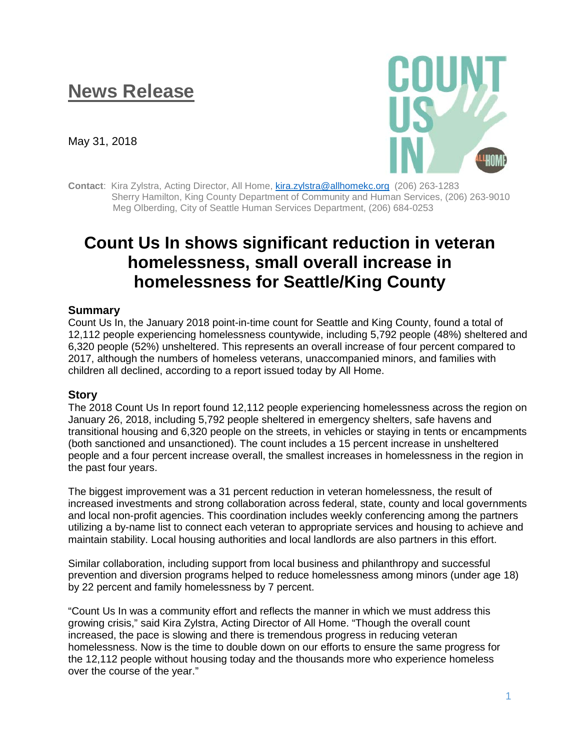# News Release

May 31, 2018

**Contact**: Kira Zylstra, Acting Director, All Home, [kira.zylstra@allhomekc.org](mailto:kira.zylstra@allhomekc.org) (206) 263-1283
Sherry Hamilton, King County Department of Community and Human Services, (206) 263-9010
Meg Olberding, City of Seattle Human Services Department, (206) 684-0253

# Count Us In shows significant reduction in veteran homelessness, small overall increase in homelessness for Seattle/King County

## Summary

Count Us In, the January 2018 point-in-time count for Seattle and King County, found a total of 12,112 people experiencing homelessness countywide, including 5,792 people (48%) sheltered and 6,320 people (52%) unsheltered. This represents an overall increase of four percent compared to 2017, although the numbers of homeless veterans, unaccompanied minors, and families with children all declined, according to a report issued today by All Home.

## Story

The 2018 Count Us In report found 12,112 people experiencing homelessness across the region on January 26, 2018, including 5,792 people sheltered in emergency shelters, safe havens and transitional housing and 6,320 people on the streets, in vehicles or staying in tents or encampments (both sanctioned and unsanctioned). The count includes a 15 percent increase in unsheltered people and a four percent increase overall, the smallest increases in homelessness in the region in the past four years.

The biggest improvement was a 31 percent reduction in veteran homelessness, the result of increased investments and strong collaboration across federal, state, county and local governments and local non-profit agencies. This coordination includes weekly conferencing among the partners utilizing a by-name list to connect each veteran to appropriate services and housing to achieve and maintain stability. Local housing authorities and local landlords are also partners in this effort.

Similar collaboration, including support from local business and philanthropy and successful prevention and diversion programs helped to reduce homelessness among minors (under age 18) by 22 percent and family homelessness by 7 percent.

"Count Us In was a community effort and reflects the manner in which we must address this growing crisis," said Kira Zylstra, Acting Director of All Home. "Though the overall count increased, the pace is slowing and there is tremendous progress in reducing veteran homelessness. Now is the time to double down on our efforts to ensure the same progress for the 12,112 people without housing today and the thousands more who experience homeless over the course of the year."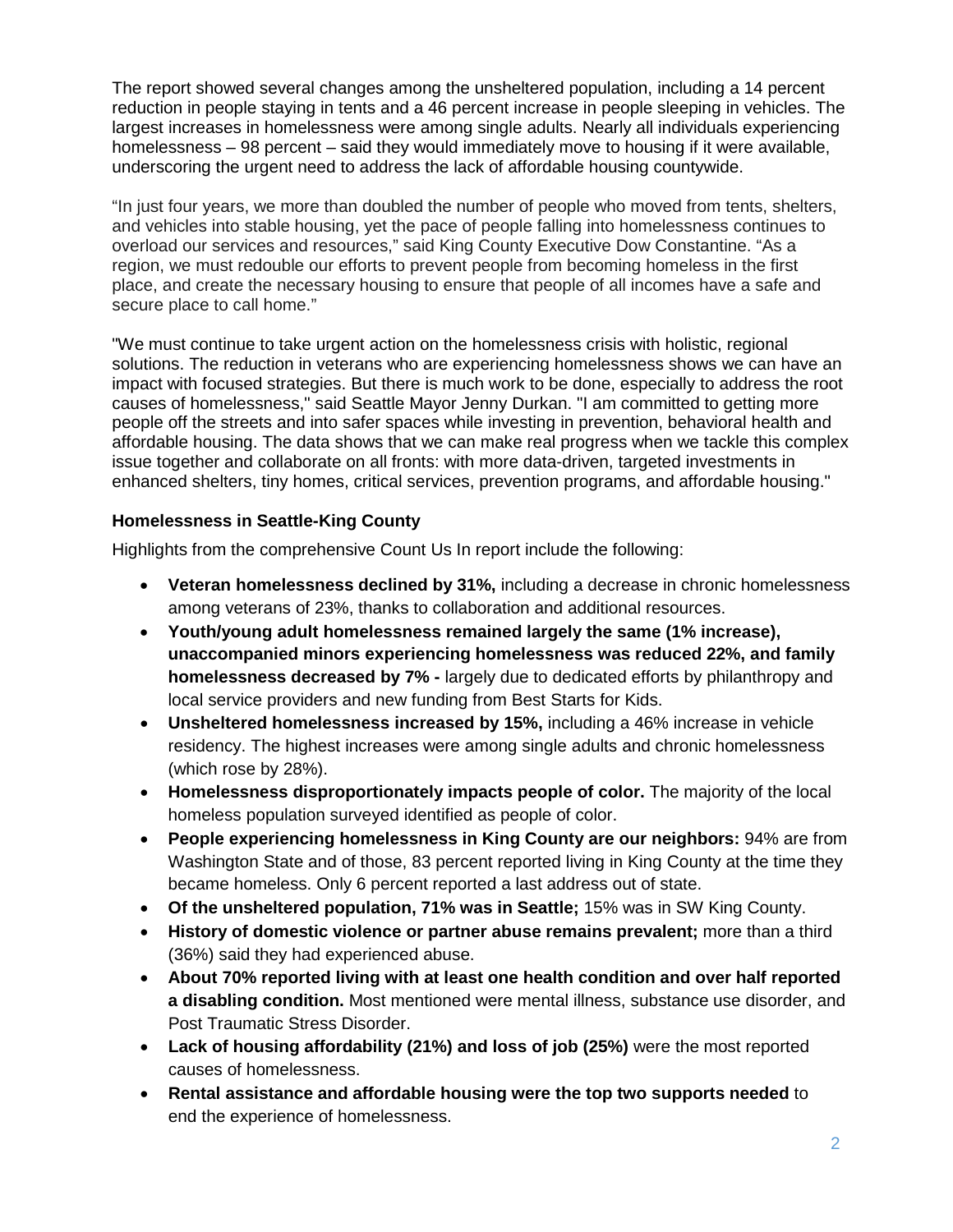The report showed several changes among the unsheltered population, including a 14 percent reduction in people staying in tents and a 46 percent increase in people sleeping in vehicles. The largest increases in homelessness were among single adults. Nearly all individuals experiencing homelessness – 98 percent – said they would immediately move to housing if it were available, underscoring the urgent need to address the lack of affordable housing countywide.

“In just four years, we more than doubled the number of people who moved from tents, shelters, and vehicles into stable housing, yet the pace of people falling into homelessness continues to overload our services and resources,” said King County Executive Dow Constantine. “As a region, we must redouble our efforts to prevent people from becoming homeless in the first place, and create the necessary housing to ensure that people of all incomes have a safe and secure place to call home.”

"We must continue to take urgent action on the homelessness crisis with holistic, regional solutions. The reduction in veterans who are experiencing homelessness shows we can have an impact with focused strategies. But there is much work to be done, especially to address the root causes of homelessness," said Seattle Mayor Jenny Durkan. "I am committed to getting more people off the streets and into safer spaces while investing in prevention, behavioral health and affordable housing. The data shows that we can make real progress when we tackle this complex issue together and collaborate on all fronts: with more data-driven, targeted investments in enhanced shelters, tiny homes, critical services, prevention programs, and affordable housing."

### Homelessness in Seattle-King County

Highlights from the comprehensive Count Us In report include the following:

- **Veteran homelessness declined by 31%,** including a decrease in chronic homelessness among veterans of 23%, thanks to collaboration and additional resources.
- **Youth/young adult homelessness remained largely the same (1% increase), unaccompanied minors experiencing homelessness was reduced 22%, and family homelessness decreased by 7% -** largely due to dedicated efforts by philanthropy and local service providers and new funding from Best Starts for Kids.
- **Unsheltered homelessness increased by 15%,** including a 46% increase in vehicle residency. The highest increases were among single adults and chronic homelessness (which rose by 28%).
- **Homelessness disproportionately impacts people of color.** The majority of the local homeless population surveyed identified as people of color.
- **People experiencing homelessness in King County are our neighbors:** 94% are from Washington State and of those, 83 percent reported living in King County at the time they became homeless. Only 6 percent reported a last address out of state.
- **Of the unsheltered population, 71% was in Seattle;** 15% was in SW King County.
- **History of domestic violence or partner abuse remains prevalent;** more than a third (36%) said they had experienced abuse.
- **About 70% reported living with at least one health condition and over half reported a disabling condition.** Most mentioned were mental illness, substance use disorder, and Post Traumatic Stress Disorder.
- **Lack of housing affordability (21%) and loss of job (25%)** were the most reported causes of homelessness.
- **Rental assistance and affordable housing were the top two supports needed** to end the experience of homelessness.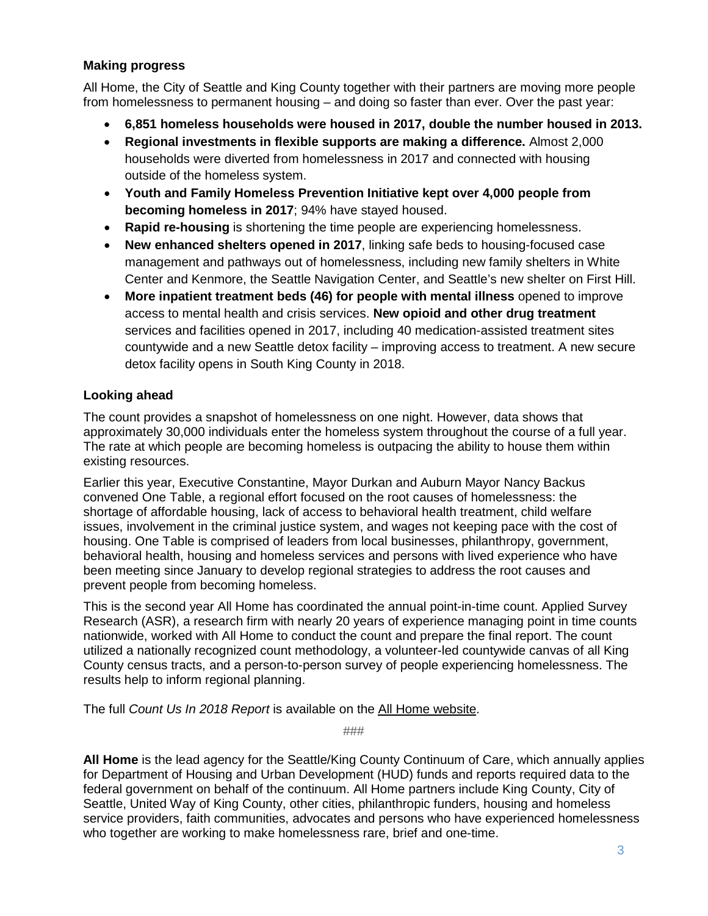## Making progress

All Home, the City of Seattle and King County together with their partners are moving more people from homelessness to permanent housing – and doing so faster than ever. Over the past year:

- **6,851 homeless households were housed in 2017, double the number housed in 2013.**
- **Regional investments in flexible supports are making a difference.** Almost 2,000 households were diverted from homelessness in 2017 and connected with housing outside of the homeless system.
- **Youth and Family Homeless Prevention Initiative kept over 4,000 people from becoming homeless in 2017**; 94% have stayed housed.
- **Rapid re-housing** is shortening the time people are experiencing homelessness.
- **New enhanced shelters opened in 2017**, linking safe beds to housing-focused case management and pathways out of homelessness, including new family shelters in White Center and Kenmore, the Seattle Navigation Center, and Seattle's new shelter on First Hill.
- **More inpatient treatment beds (46) for people with mental illness** opened to improve access to mental health and crisis services. **New opioid and other drug treatment** services and facilities opened in 2017, including 40 medication-assisted treatment sites countywide and a new Seattle detox facility – improving access to treatment. A new secure detox facility opens in South King County in 2018.

## Looking ahead

The count provides a snapshot of homelessness on one night. However, data shows that approximately 30,000 individuals enter the homeless system throughout the course of a full year. The rate at which people are becoming homeless is outpacing the ability to house them within existing resources.

Earlier this year, Executive Constantine, Mayor Durkan and Auburn Mayor Nancy Backus convened One Table, a regional effort focused on the root causes of homelessness: the shortage of affordable housing, lack of access to behavioral health treatment, child welfare issues, involvement in the criminal justice system, and wages not keeping pace with the cost of housing. One Table is comprised of leaders from local businesses, philanthropy, government, behavioral health, housing and homeless services and persons with lived experience who have been meeting since January to develop regional strategies to address the root causes and prevent people from becoming homeless.

This is the second year All Home has coordinated the annual point-in-time count. Applied Survey Research (ASR), a research firm with nearly 20 years of experience managing point in time counts nationwide, worked with All Home to conduct the count and prepare the final report. The count utilized a nationally recognized count methodology, a volunteer-led countywide canvas of all King County census tracts, and a person-to-person survey of people experiencing homelessness. The results help to inform regional planning.

The full *Count Us In 2018 Report* is available on the All Home website.

###

**All Home** is the lead agency for the Seattle/King County Continuum of Care, which annually applies for Department of Housing and Urban Development (HUD) funds and reports required data to the federal government on behalf of the continuum. All Home partners include King County, City of Seattle, United Way of King County, other cities, philanthropic funders, housing and homeless service providers, faith communities, advocates and persons who have experienced homelessness who together are working to make homelessness rare, brief and one-time.